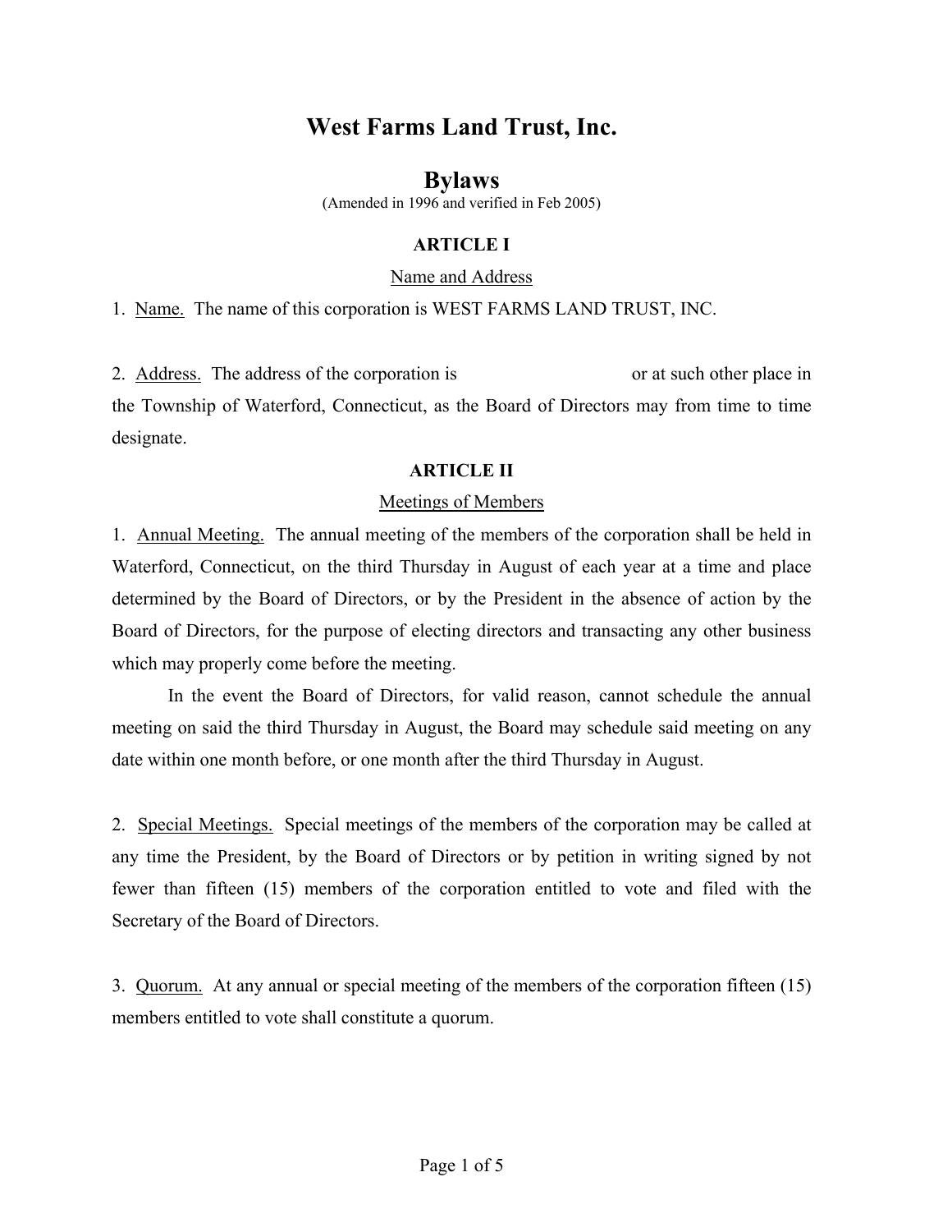# West Farms Land Trust, Inc.

## Bylaws

(Amended in 1996 and verified in Feb 2005)

### ARTICLE I

Name and Address

1. Name. The name of this corporation is WEST FARMS LAND TRUST, INC.

2. Address. The address of the corporation is or at such other place in the Township of Waterford, Connecticut, as the Board of Directors may from time to time designate.

### ARTICLE II

Meetings of Members

1. Annual Meeting. The annual meeting of the members of the corporation shall be held in Waterford, Connecticut, on the third Thursday in August of each year at a time and place determined by the Board of Directors, or by the President in the absence of action by the Board of Directors, for the purpose of electing directors and transacting any other business which may properly come before the meeting.

In the event the Board of Directors, for valid reason, cannot schedule the annual meeting on said the third Thursday in August, the Board may schedule said meeting on any date within one month before, or one month after the third Thursday in August.

2. Special Meetings. Special meetings of the members of the corporation may be called at any time the President, by the Board of Directors or by petition in writing signed by not fewer than fifteen (15) members of the corporation entitled to vote and filed with the Secretary of the Board of Directors.

3. Quorum. At any annual or special meeting of the members of the corporation fifteen (15) members entitled to vote shall constitute a quorum.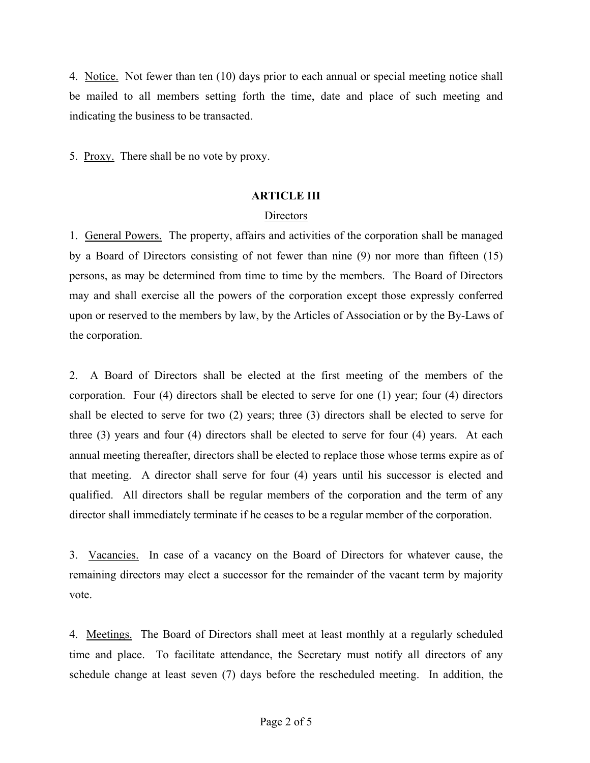4. Notice. Not fewer than ten (10) days prior to each annual or special meeting notice shall be mailed to all members setting forth the time, date and place of such meeting and indicating the business to be transacted.

5. Proxy. There shall be no vote by proxy.

## ARTICLE III

### Directors

1. General Powers. The property, affairs and activities of the corporation shall be managed by a Board of Directors consisting of not fewer than nine (9) nor more than fifteen (15) persons, as may be determined from time to time by the members. The Board of Directors may and shall exercise all the powers of the corporation except those expressly conferred upon or reserved to the members by law, by the Articles of Association or by the By-Laws of the corporation.

2. A Board of Directors shall be elected at the first meeting of the members of the corporation. Four (4) directors shall be elected to serve for one (1) year; four (4) directors shall be elected to serve for two (2) years; three (3) directors shall be elected to serve for three (3) years and four (4) directors shall be elected to serve for four (4) years. At each annual meeting thereafter, directors shall be elected to replace those whose terms expire as of that meeting. A director shall serve for four (4) years until his successor is elected and qualified. All directors shall be regular members of the corporation and the term of any director shall immediately terminate if he ceases to be a regular member of the corporation.

3. Vacancies. In case of a vacancy on the Board of Directors for whatever cause, the remaining directors may elect a successor for the remainder of the vacant term by majority vote.

4. Meetings. The Board of Directors shall meet at least monthly at a regularly scheduled time and place. To facilitate attendance, the Secretary must notify all directors of any schedule change at least seven (7) days before the rescheduled meeting. In addition, the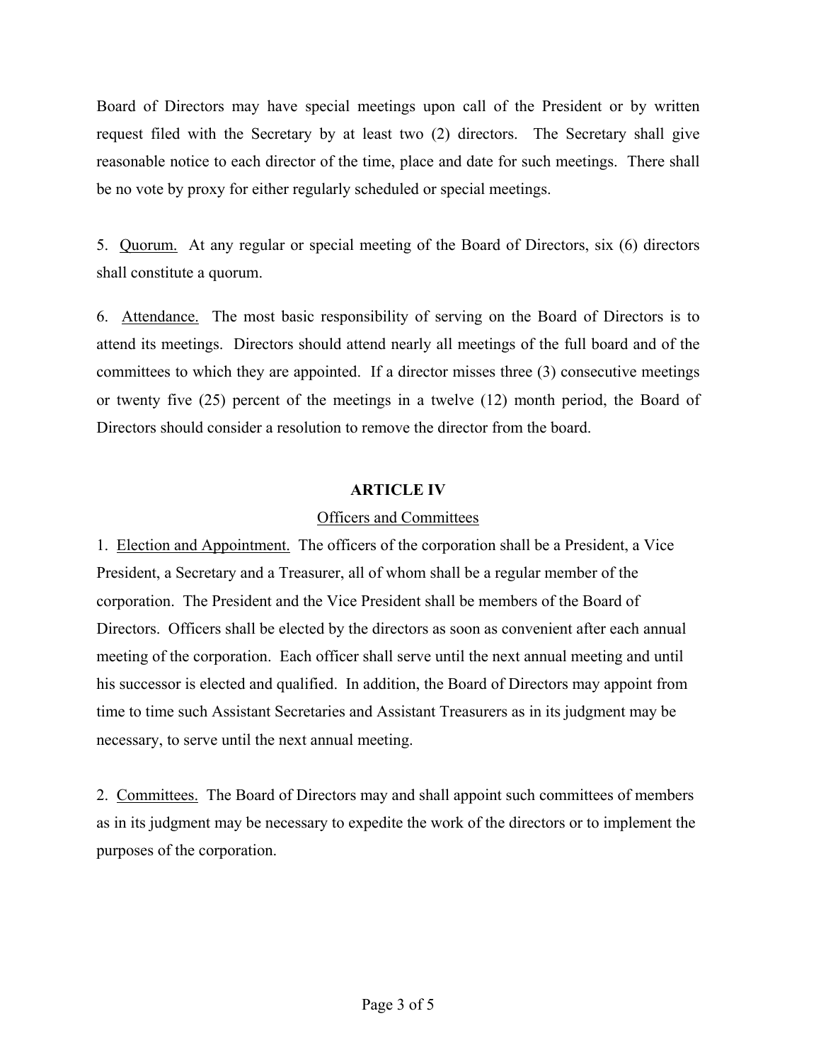Board of Directors may have special meetings upon call of the President or by written request filed with the Secretary by at least two (2) directors. The Secretary shall give reasonable notice to each director of the time, place and date for such meetings. There shall be no vote by proxy for either regularly scheduled or special meetings.

5. Quorum. At any regular or special meeting of the Board of Directors, six (6) directors shall constitute a quorum.

6. Attendance. The most basic responsibility of serving on the Board of Directors is to attend its meetings. Directors should attend nearly all meetings of the full board and of the committees to which they are appointed. If a director misses three (3) consecutive meetings or twenty five (25) percent of the meetings in a twelve (12) month period, the Board of Directors should consider a resolution to remove the director from the board.

## ARTICLE IV

### Officers and Committees

1. Election and Appointment. The officers of the corporation shall be a President, a Vice President, a Secretary and a Treasurer, all of whom shall be a regular member of the corporation. The President and the Vice President shall be members of the Board of Directors. Officers shall be elected by the directors as soon as convenient after each annual meeting of the corporation. Each officer shall serve until the next annual meeting and until his successor is elected and qualified. In addition, the Board of Directors may appoint from time to time such Assistant Secretaries and Assistant Treasurers as in its judgment may be necessary, to serve until the next annual meeting.

2. Committees. The Board of Directors may and shall appoint such committees of members as in its judgment may be necessary to expedite the work of the directors or to implement the purposes of the corporation.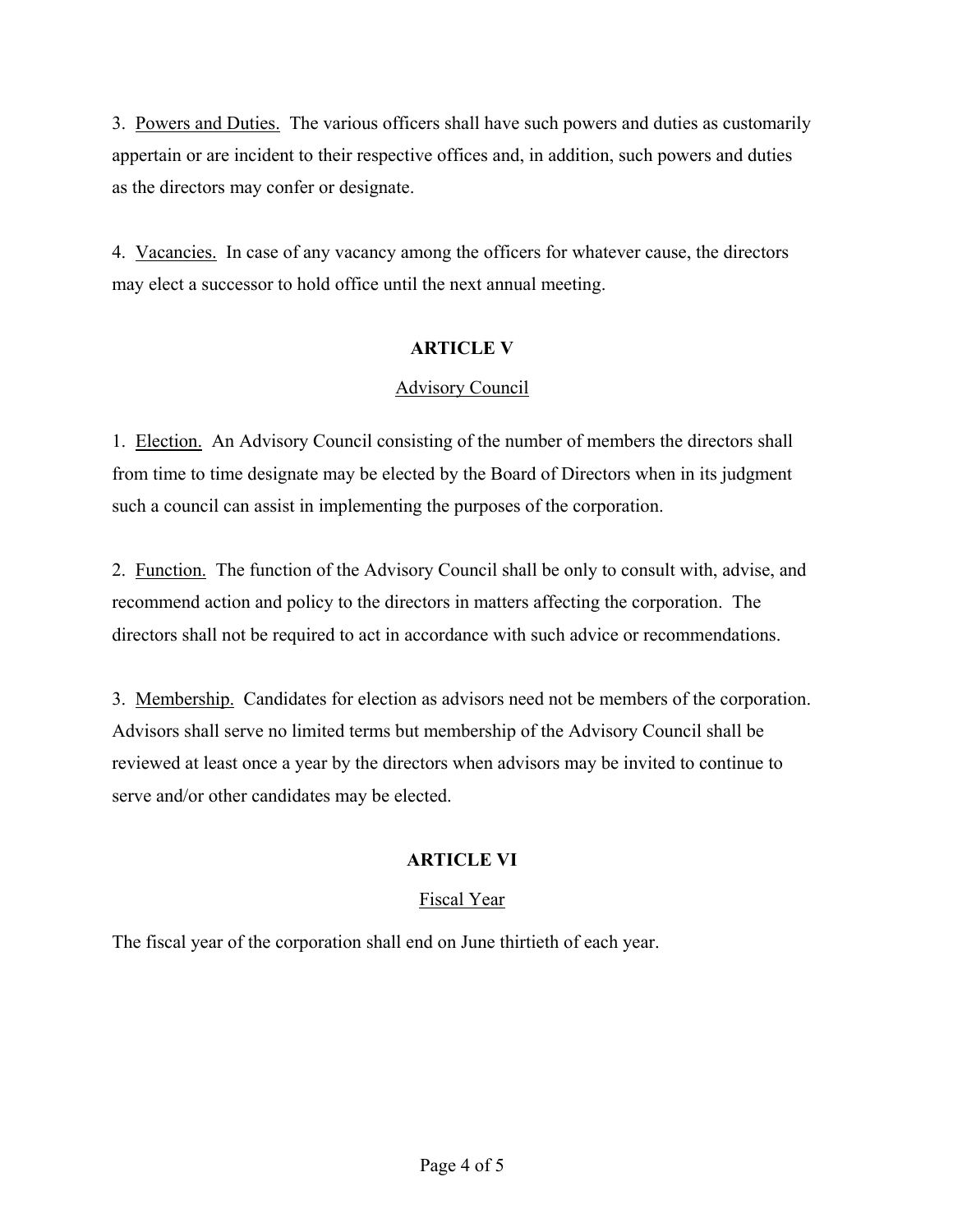3. Powers and Duties. The various officers shall have such powers and duties as customarily appertain or are incident to their respective offices and, in addition, such powers and duties as the directors may confer or designate.

4. Vacancies. In case of any vacancy among the officers for whatever cause, the directors may elect a successor to hold office until the next annual meeting.

## ARTICLE V

### Advisory Council

1. Election. An Advisory Council consisting of the number of members the directors shall from time to time designate may be elected by the Board of Directors when in its judgment such a council can assist in implementing the purposes of the corporation.

2. Function. The function of the Advisory Council shall be only to consult with, advise, and recommend action and policy to the directors in matters affecting the corporation. The directors shall not be required to act in accordance with such advice or recommendations.

3. Membership. Candidates for election as advisors need not be members of the corporation. Advisors shall serve no limited terms but membership of the Advisory Council shall be reviewed at least once a year by the directors when advisors may be invited to continue to serve and/or other candidates may be elected.

## ARTICLE VI

### Fiscal Year

The fiscal year of the corporation shall end on June thirtieth of each year.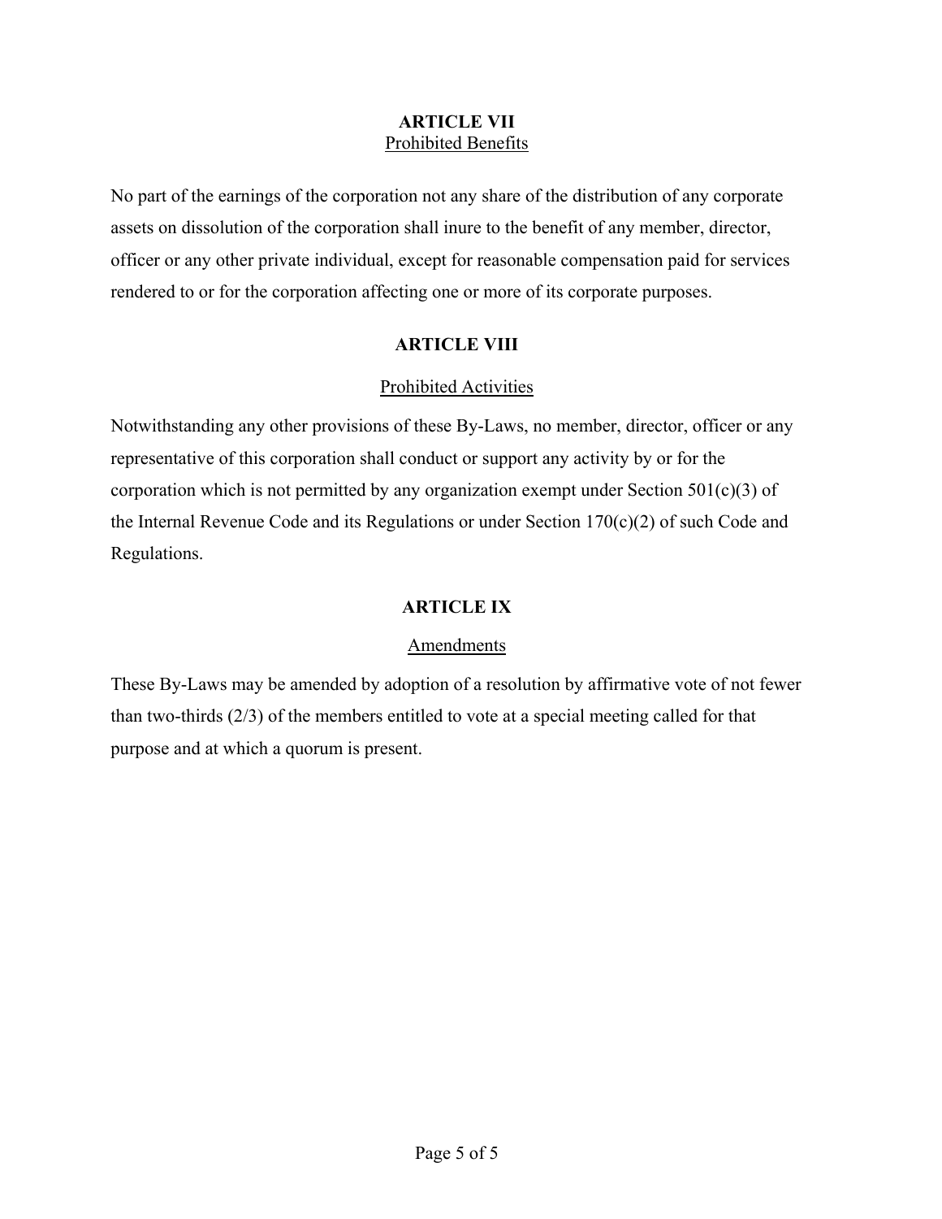## ARTICLE VII
Prohibited Benefits

No part of the earnings of the corporation not any share of the distribution of any corporate assets on dissolution of the corporation shall inure to the benefit of any member, director, officer or any other private individual, except for reasonable compensation paid for services rendered to or for the corporation affecting one or more of its corporate purposes.

## ARTICLE VIII

Prohibited Activities

Notwithstanding any other provisions of these By-Laws, no member, director, officer or any representative of this corporation shall conduct or support any activity by or for the corporation which is not permitted by any organization exempt under Section 501(c)(3) of the Internal Revenue Code and its Regulations or under Section 170(c)(2) of such Code and Regulations.

## ARTICLE IX

Amendments

These By-Laws may be amended by adoption of a resolution by affirmative vote of not fewer than two-thirds (2/3) of the members entitled to vote at a special meeting called for that purpose and at which a quorum is present.